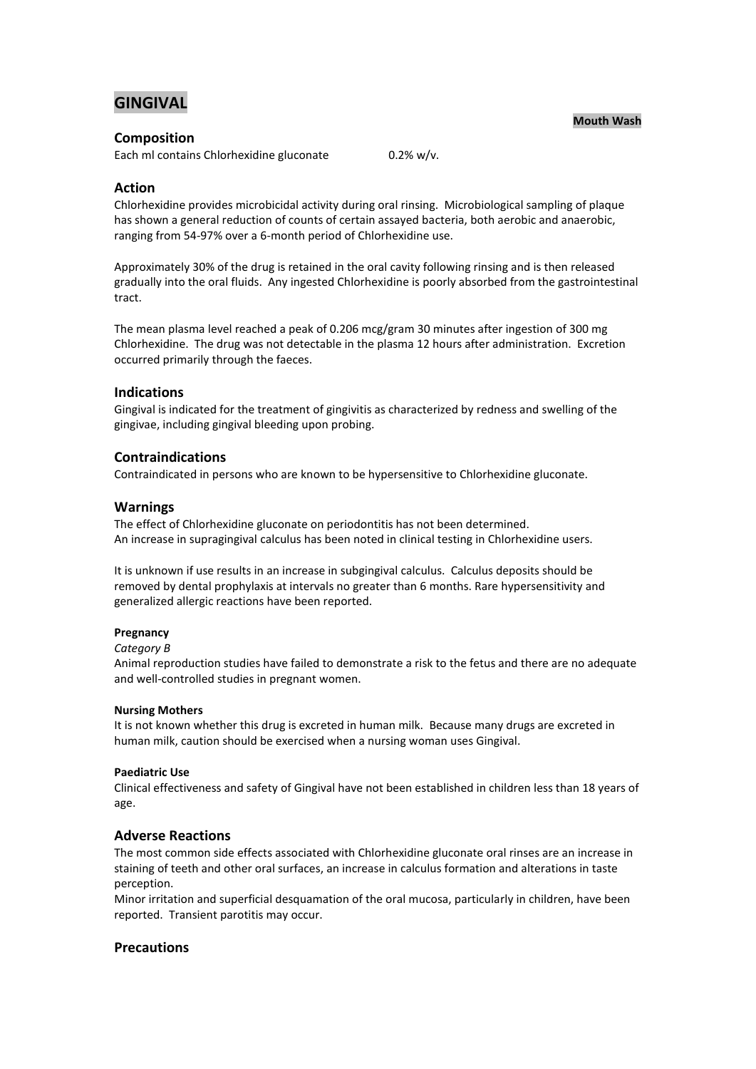# GINGIVAL

**Mouth Wash**

## Composition

Each ml contains Chlorhexidine gluconate 0.2% w/v.

## Action

Chlorhexidine provides microbicidal activity during oral rinsing. Microbiological sampling of plaque has shown a general reduction of counts of certain assayed bacteria, both aerobic and anaerobic, ranging from 54-97% over a 6-month period of Chlorhexidine use.

Approximately 30% of the drug is retained in the oral cavity following rinsing and is then released gradually into the oral fluids. Any ingested Chlorhexidine is poorly absorbed from the gastrointestinal tract.

The mean plasma level reached a peak of 0.206 mcg/gram 30 minutes after ingestion of 300 mg Chlorhexidine. The drug was not detectable in the plasma 12 hours after administration. Excretion occurred primarily through the faeces.

## Indications

Gingival is indicated for the treatment of gingivitis as characterized by redness and swelling of the gingivae, including gingival bleeding upon probing.

## Contraindications

Contraindicated in persons who are known to be hypersensitive to Chlorhexidine gluconate.

## Warnings

The effect of Chlorhexidine gluconate on periodontitis has not been determined.
An increase in supragingival calculus has been noted in clinical testing in Chlorhexidine users.

It is unknown if use results in an increase in subgingival calculus. Calculus deposits should be removed by dental prophylaxis at intervals no greater than 6 months. Rare hypersensitivity and generalized allergic reactions have been reported.

#### Pregnancy

*Category B*

Animal reproduction studies have failed to demonstrate a risk to the fetus and there are no adequate and well-controlled studies in pregnant women.

#### Nursing Mothers

It is not known whether this drug is excreted in human milk. Because many drugs are excreted in human milk, caution should be exercised when a nursing woman uses Gingival.

#### Paediatric Use

Clinical effectiveness and safety of Gingival have not been established in children less than 18 years of age.

## Adverse Reactions

The most common side effects associated with Chlorhexidine gluconate oral rinses are an increase in staining of teeth and other oral surfaces, an increase in calculus formation and alterations in taste perception.

Minor irritation and superficial desquamation of the oral mucosa, particularly in children, have been reported. Transient parotitis may occur.

## Precautions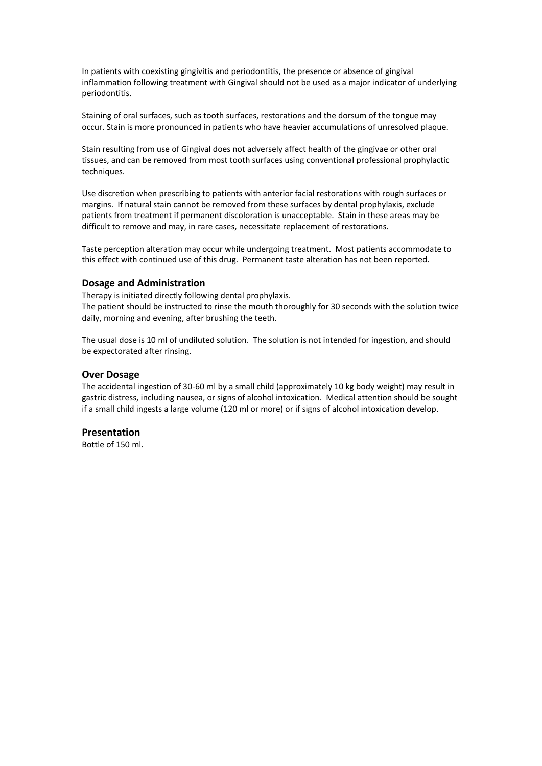In patients with coexisting gingivitis and periodontitis, the presence or absence of gingival inflammation following treatment with Gingival should not be used as a major indicator of underlying periodontitis.

Staining of oral surfaces, such as tooth surfaces, restorations and the dorsum of the tongue may occur. Stain is more pronounced in patients who have heavier accumulations of unresolved plaque.

Stain resulting from use of Gingival does not adversely affect health of the gingivae or other oral tissues, and can be removed from most tooth surfaces using conventional professional prophylactic techniques.

Use discretion when prescribing to patients with anterior facial restorations with rough surfaces or margins. If natural stain cannot be removed from these surfaces by dental prophylaxis, exclude patients from treatment if permanent discoloration is unacceptable. Stain in these areas may be difficult to remove and may, in rare cases, necessitate replacement of restorations.

Taste perception alteration may occur while undergoing treatment. Most patients accommodate to this effect with continued use of this drug. Permanent taste alteration has not been reported.

## Dosage and Administration

Therapy is initiated directly following dental prophylaxis.
The patient should be instructed to rinse the mouth thoroughly for 30 seconds with the solution twice daily, morning and evening, after brushing the teeth.

The usual dose is 10 ml of undiluted solution. The solution is not intended for ingestion, and should be expectorated after rinsing.

## Over Dosage

The accidental ingestion of 30-60 ml by a small child (approximately 10 kg body weight) may result in gastric distress, including nausea, or signs of alcohol intoxication. Medical attention should be sought if a small child ingests a large volume (120 ml or more) or if signs of alcohol intoxication develop.

## Presentation

Bottle of 150 ml.